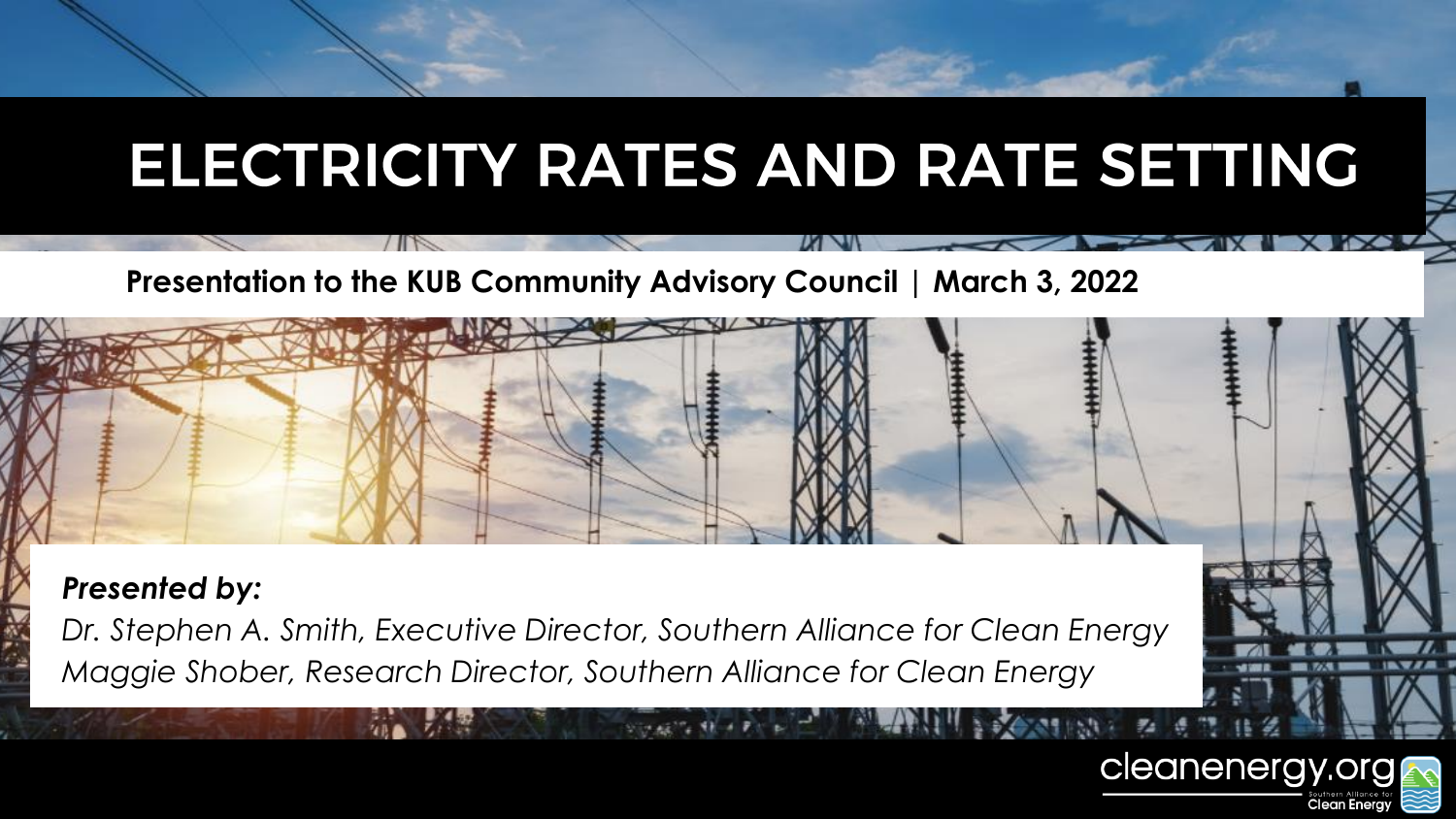# ELECTRICITY RATES AND RATE SETTING

**Presentation to the KUB Community Advisory Council | March 3, 2022**

***Presented by:***

*Dr. Stephen A. Smith, Executive Director, Southern Alliance for Clean Energy*

*Maggie Shober, Research Director, Southern Alliance for Clean Energy*

cleanenergy.org

Southern Alliance for Clean Energy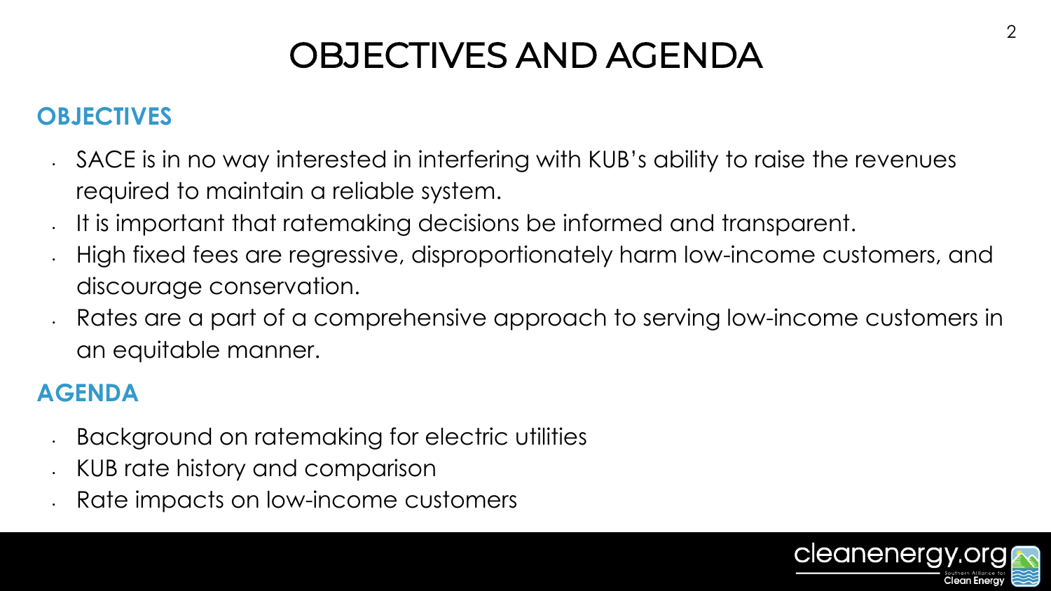# OBJECTIVES AND AGENDA

## OBJECTIVES

- SACE is in no way interested in interfering with KUB's ability to raise the revenues required to maintain a reliable system.
- It is important that ratemaking decisions be informed and transparent.
- High fixed fees are regressive, disproportionately harm low-income customers, and discourage conservation.
- Rates are a part of a comprehensive approach to serving low-income customers in an equitable manner.

## AGENDA

- Background on ratemaking for electric utilities
- KUB rate history and comparison
- Rate impacts on low-income customers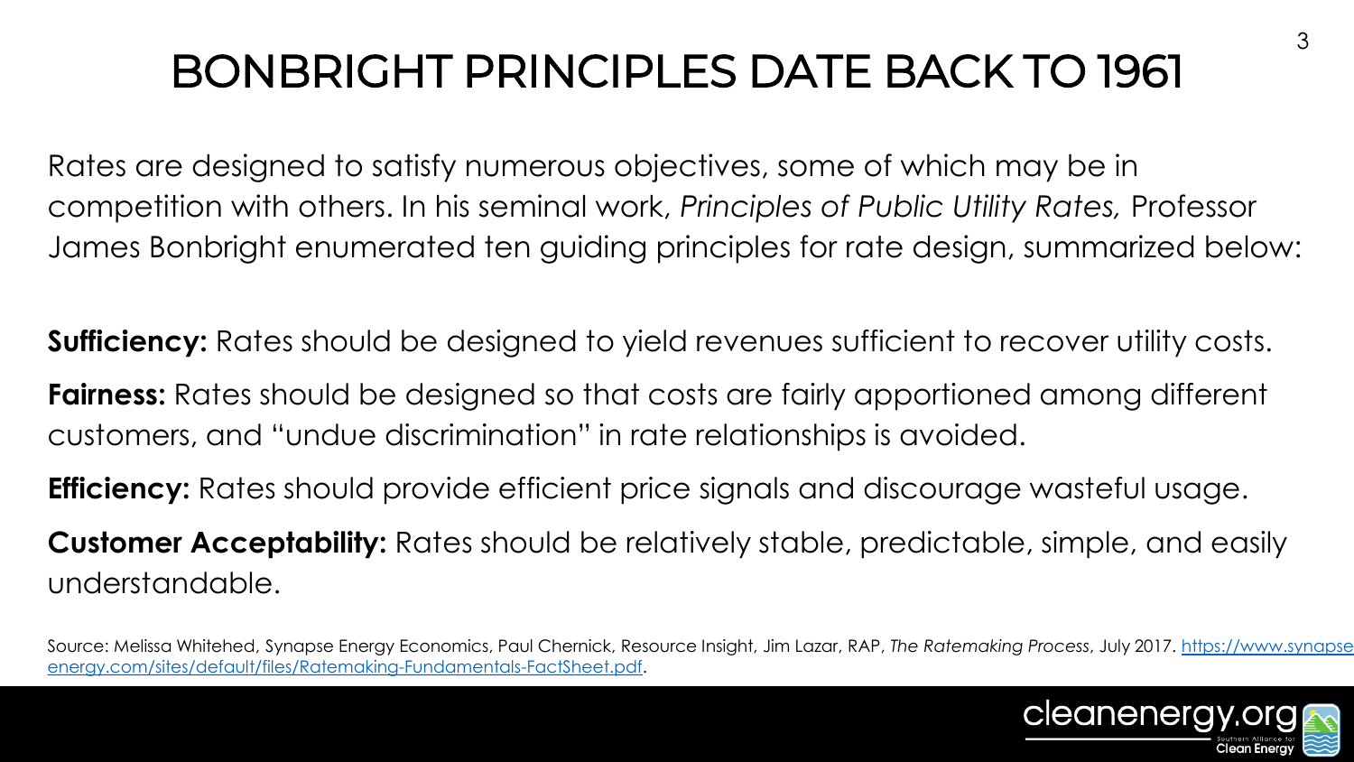# BONBRIGHT PRINCIPLES DATE BACK TO 1961

Rates are designed to satisfy numerous objectives, some of which may be in competition with others. In his seminal work, *Principles of Public Utility Rates,* Professor James Bonbright enumerated ten guiding principles for rate design, summarized below:

**Sufficiency:** Rates should be designed to yield revenues sufficient to recover utility costs.

**Fairness:** Rates should be designed so that costs are fairly apportioned among different customers, and "undue discrimination" in rate relationships is avoided.

**Efficiency:** Rates should provide efficient price signals and discourage wasteful usage.

**Customer Acceptability:** Rates should be relatively stable, predictable, simple, and easily understandable.

Source: Melissa Whitehed, Synapse Energy Economics, Paul Chernick, Resource Insight, Jim Lazar, RAP, *The Ratemaking Process*, July 2017. https://www.synapse-energy.com/sites/default/files/Ratemaking-Fundamentals-FactSheet.pdf.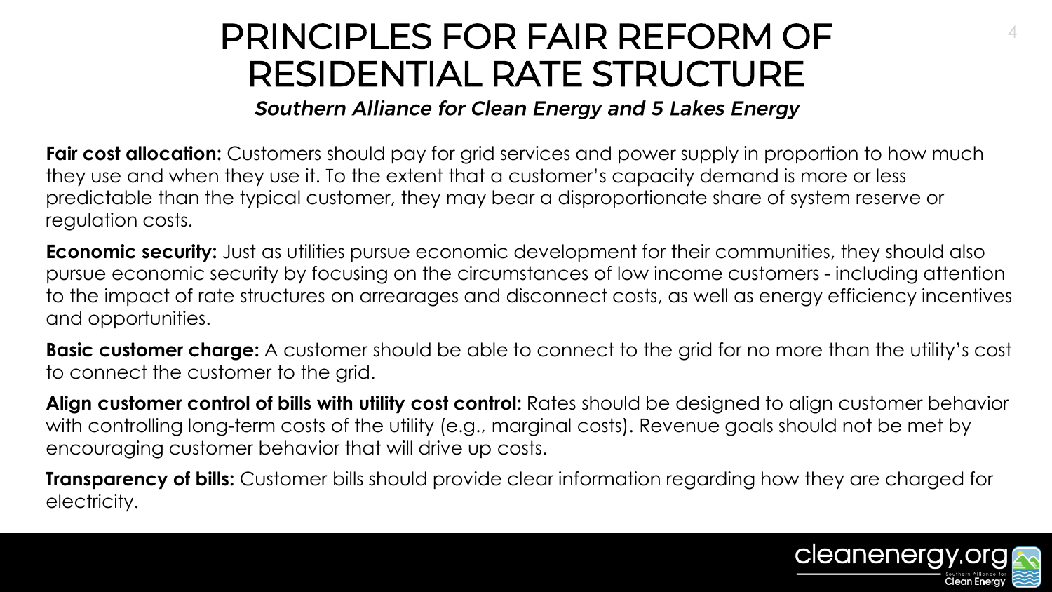# PRINCIPLES FOR FAIR REFORM OF RESIDENTIAL RATE STRUCTURE

*Southern Alliance for Clean Energy and 5 Lakes Energy*

**Fair cost allocation:** Customers should pay for grid services and power supply in proportion to how much they use and when they use it. To the extent that a customer's capacity demand is more or less predictable than the typical customer, they may bear a disproportionate share of system reserve or regulation costs.

**Economic security:** Just as utilities pursue economic development for their communities, they should also pursue economic security by focusing on the circumstances of low income customers - including attention to the impact of rate structures on arrearages and disconnect costs, as well as energy efficiency incentives and opportunities.

**Basic customer charge:** A customer should be able to connect to the grid for no more than the utility's cost to connect the customer to the grid.

**Align customer control of bills with utility cost control:** Rates should be designed to align customer behavior with controlling long-term costs of the utility (e.g., marginal costs). Revenue goals should not be met by encouraging customer behavior that will drive up costs.

**Transparency of bills:** Customer bills should provide clear information regarding how they are charged for electricity.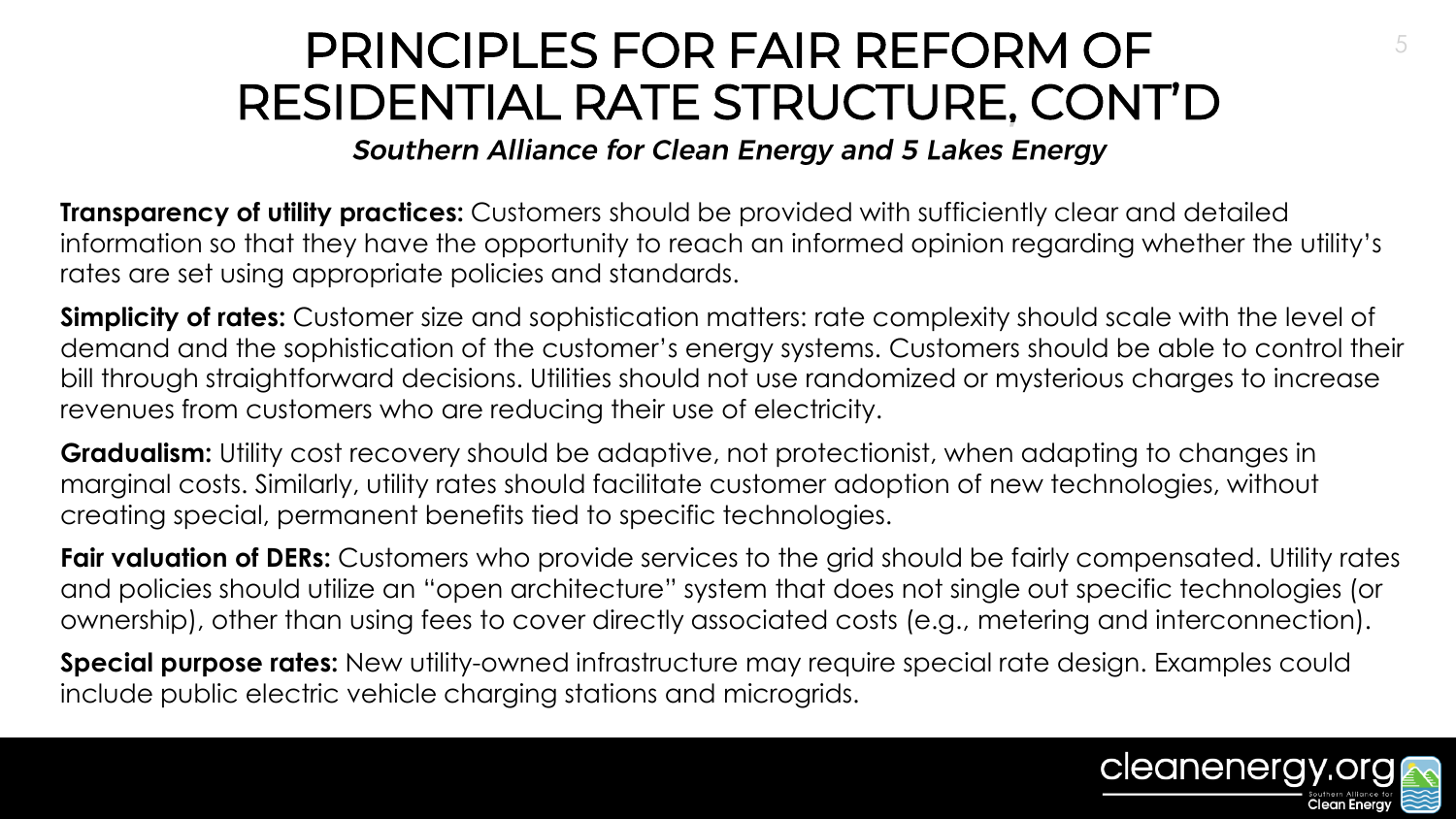# PRINCIPLES FOR FAIR REFORM OF RESIDENTIAL RATE STRUCTURE, CONT'D

***Southern Alliance for Clean Energy and 5 Lakes Energy***

**Transparency of utility practices:** Customers should be provided with sufficiently clear and detailed information so that they have the opportunity to reach an informed opinion regarding whether the utility's rates are set using appropriate policies and standards.

**Simplicity of rates:** Customer size and sophistication matters: rate complexity should scale with the level of demand and the sophistication of the customer's energy systems. Customers should be able to control their bill through straightforward decisions. Utilities should not use randomized or mysterious charges to increase revenues from customers who are reducing their use of electricity.

**Gradualism:** Utility cost recovery should be adaptive, not protectionist, when adapting to changes in marginal costs. Similarly, utility rates should facilitate customer adoption of new technologies, without creating special, permanent benefits tied to specific technologies.

**Fair valuation of DERs:** Customers who provide services to the grid should be fairly compensated. Utility rates and policies should utilize an "open architecture" system that does not single out specific technologies (or ownership), other than using fees to cover directly associated costs (e.g., metering and interconnection).

**Special purpose rates:** New utility-owned infrastructure may require special rate design. Examples could include public electric vehicle charging stations and microgrids.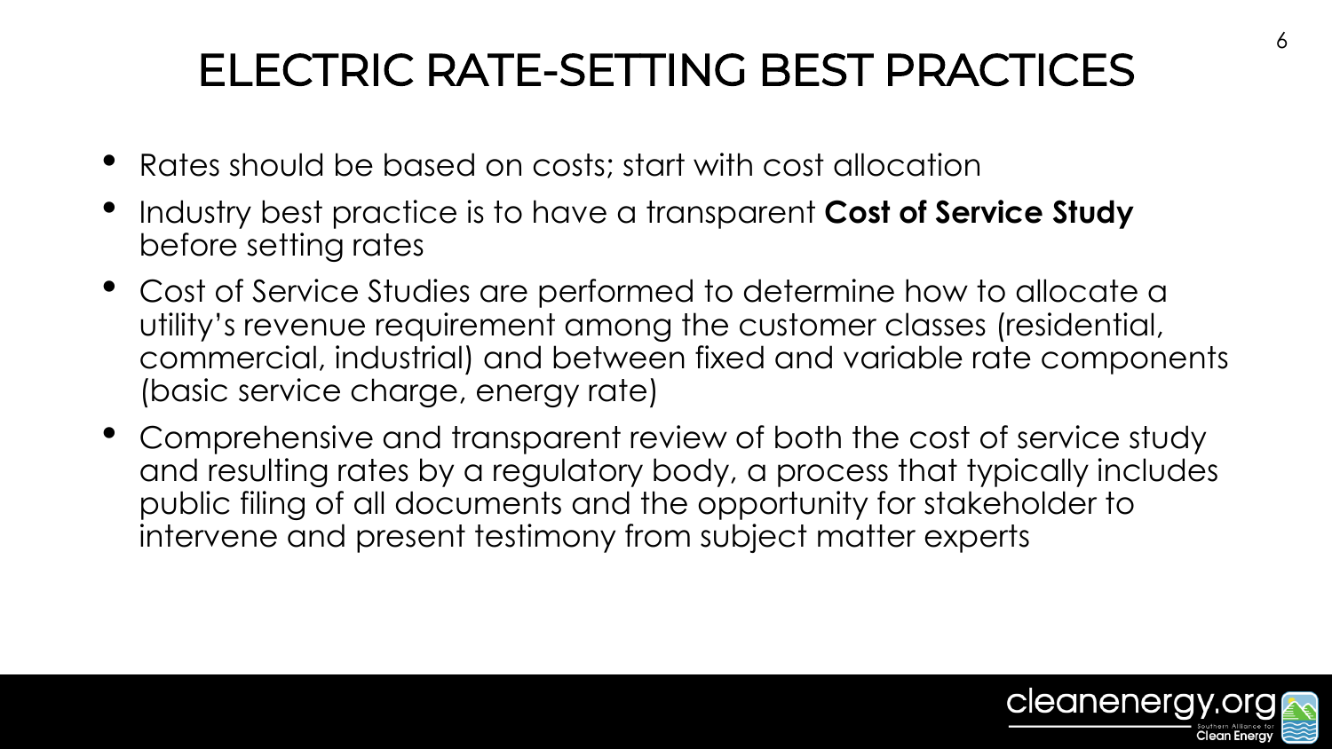# ELECTRIC RATE-SETTING BEST PRACTICES

- Rates should be based on costs; start with cost allocation
- Industry best practice is to have a transparent **Cost of Service Study** before setting rates
- Cost of Service Studies are performed to determine how to allocate a utility's revenue requirement among the customer classes (residential, commercial, industrial) and between fixed and variable rate components (basic service charge, energy rate)
- Comprehensive and transparent review of both the cost of service study and resulting rates by a regulatory body, a process that typically includes public filing of all documents and the opportunity for stakeholder to intervene and present testimony from subject matter experts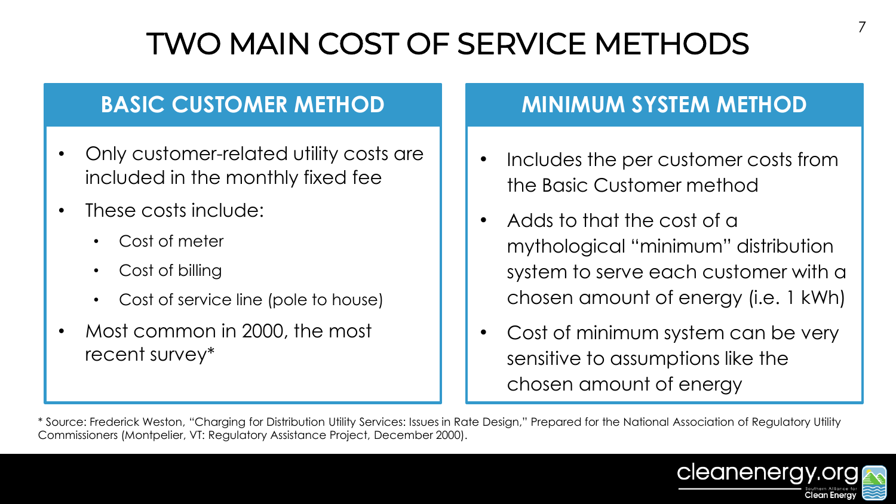# TWO MAIN COST OF SERVICE METHODS

## BASIC CUSTOMER METHOD

- Only customer-related utility costs are included in the monthly fixed fee
- These costs include:
  - Cost of meter
  - Cost of billing
  - Cost of service line (pole to house)
- Most common in 2000, the most recent survey*

## MINIMUM SYSTEM METHOD

- Includes the per customer costs from the Basic Customer method
- Adds to that the cost of a mythological "minimum" distribution system to serve each customer with a chosen amount of energy (i.e. 1 kWh)
- Cost of minimum system can be very sensitive to assumptions like the chosen amount of energy

* Source: Frederick Weston, "Charging for Distribution Utility Services: Issues in Rate Design," Prepared for the National Association of Regulatory Utility Commissioners (Montpelier, VT: Regulatory Assistance Project, December 2000).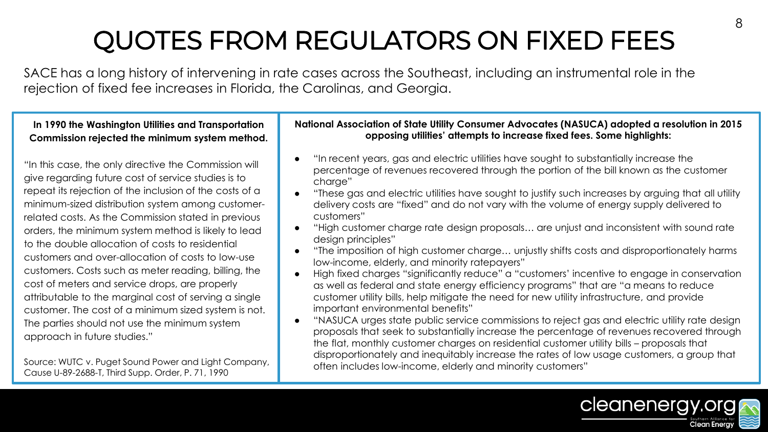# QUOTES FROM REGULATORS ON FIXED FEES

SACE has a long history of intervening in rate cases across the Southeast, including an instrumental role in the rejection of fixed fee increases in Florida, the Carolinas, and Georgia.

**In 1990 the Washington Utilities and Transportation Commission rejected the minimum system method.**

"In this case, the only directive the Commission will give regarding future cost of service studies is to repeat its rejection of the inclusion of the costs of a minimum-sized distribution system among customer-related costs. As the Commission stated in previous orders, the minimum system method is likely to lead to the double allocation of costs to residential customers and over-allocation of costs to low-use customers. Costs such as meter reading, billing, the cost of meters and service drops, are properly attributable to the marginal cost of serving a single customer. The cost of a minimum sized system is not. The parties should not use the minimum system approach in future studies."

Source: WUTC v. Puget Sound Power and Light Company, Cause U-89-2688-T, Third Supp. Order, P. 71, 1990

**National Association of State Utility Consumer Advocates (NASUCA) adopted a resolution in 2015 opposing utilities' attempts to increase fixed fees. Some highlights:**

- "In recent years, gas and electric utilities have sought to substantially increase the percentage of revenues recovered through the portion of the bill known as the customer charge"
- "These gas and electric utilities have sought to justify such increases by arguing that all utility delivery costs are "fixed" and do not vary with the volume of energy supply delivered to customers"
- "High customer charge rate design proposals… are unjust and inconsistent with sound rate design principles"
- "The imposition of high customer charge… unjustly shifts costs and disproportionately harms low-income, elderly, and minority ratepayers"
- High fixed charges "significantly reduce" a "customers' incentive to engage in conservation as well as federal and state energy efficiency programs" that are "a means to reduce customer utility bills, help mitigate the need for new utility infrastructure, and provide important environmental benefits"
- "NASUCA urges state public service commissions to reject gas and electric utility rate design proposals that seek to substantially increase the percentage of revenues recovered through the flat, monthly customer charges on residential customer utility bills – proposals that disproportionately and inequitably increase the rates of low usage customers, a group that often includes low-income, elderly and minority customers"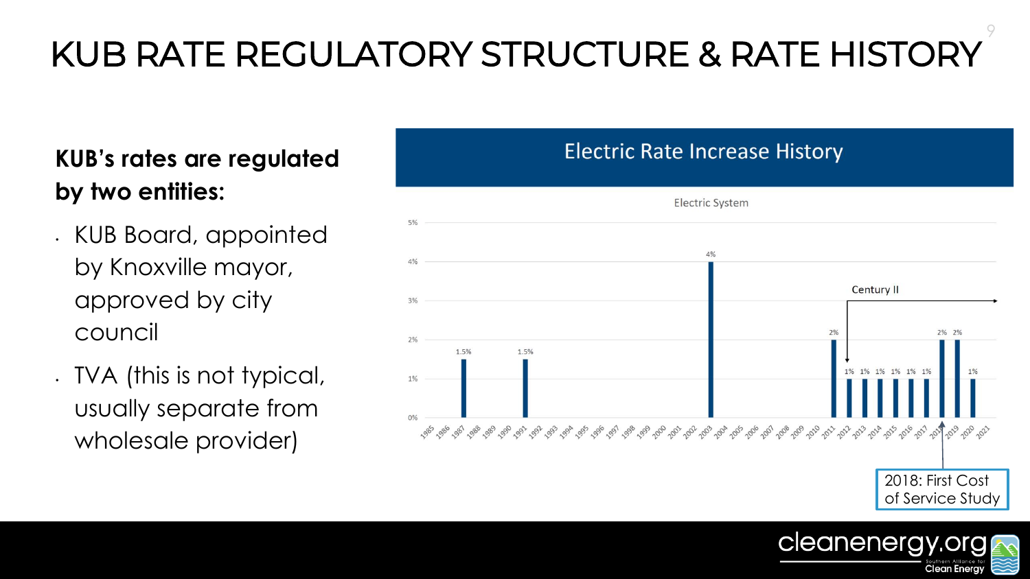# KUB RATE REGULATORY STRUCTURE & RATE HISTORY

**KUB's rates are regulated by two entities:**

- KUB Board, appointed by Knoxville mayor, approved by city council
- TVA (this is not typical, usually separate from wholesale provider)

## Electric Rate Increase History

Electric System

| Year | Increase |
|---|---|
| 1987 | 1.5% |
| 1991 | 1.5% |
| 2003 | 4% |
| 2011 | 2% |
| 2012 | 1% |
| 2013 | 1% |
| 2014 | 1% |
| 2015 | 1% |
| 2016 | 1% |
| 2017 | 1% |
| 2018 | 2% |
| 2019 | 2% |
| 2020 | 1% |

Century II

2018: First Cost of Service Study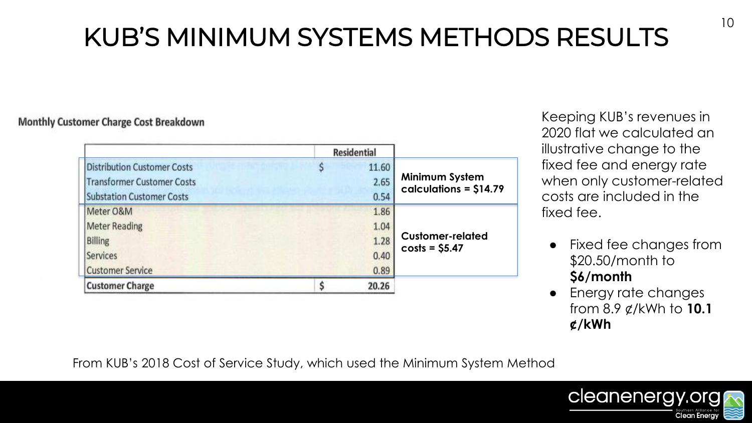# KUB'S MINIMUM SYSTEMS METHODS RESULTS

**Monthly Customer Charge Cost Breakdown**

| | Residential | |
|---|---|---|
| Distribution Customer Costs | $ 11.60 | **Minimum System calculations = $14.79** |
| Transformer Customer Costs | 2.65 | |
| Substation Customer Costs | 0.54 | |
| Meter O&M | 1.86 | **Customer-related costs = $5.47** |
| Meter Reading | 1.04 | |
| Billing | 1.28 | |
| Services | 0.40 | |
| Customer Service | 0.89 | |
| Customer Charge | $ 20.26 | |

From KUB's 2018 Cost of Service Study, which used the Minimum System Method

Keeping KUB's revenues in 2020 flat we calculated an illustrative change to the fixed fee and energy rate when only customer-related costs are included in the fixed fee.

- Fixed fee changes from $20.50/month to **$6/month**
- Energy rate changes from 8.9 ¢/kWh to **10.1 ¢/kWh**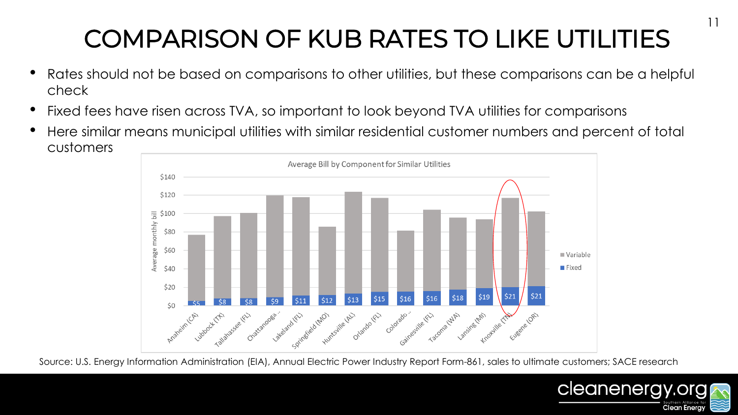# COMPARISON OF KUB RATES TO LIKE UTILITIES

- Rates should not be based on comparisons to other utilities, but these comparisons can be a helpful check
- Fixed fees have risen across TVA, so important to look beyond TVA utilities for comparisons
- Here similar means municipal utilities with similar residential customer numbers and percent of total customers

Average Bill by Component for Similar Utilities

| Utility | Fixed |
|---|---|
| Anaheim (CA) | $5 |
| Lubbock (TX) | $8 |
| Tallahassee (FL) | $8 |
| Chattanooga ... | $9 |
| Lakeland (FL) | $11 |
| Springfield (MO) | $12 |
| Huntsville (AL) | $13 |
| Orlando (FL) | $15 |
| Colorado ... | $16 |
| Gainesville (FL) | $16 |
| Tacoma (WA) | $18 |
| Lansing (MI) | $19 |
| Knoxville (TN) | $21 |
| Eugene (OR) | $21 |

Source: U.S. Energy Information Administration (EIA), Annual Electric Power Industry Report Form-861, sales to ultimate customers; SACE research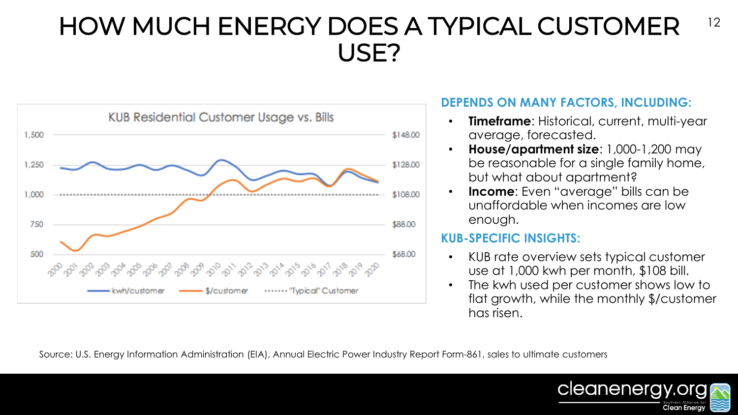# HOW MUCH ENERGY DOES A TYPICAL CUSTOMER USE?

### DEPENDS ON MANY FACTORS, INCLUDING:

- **Timeframe**: Historical, current, multi-year average, forecasted.
- **House/apartment size**: 1,000-1,200 may be reasonable for a single family home, but what about apartment?
- **Income**: Even "average" bills can be unaffordable when incomes are low enough.

### KUB-SPECIFIC INSIGHTS:

- KUB rate overview sets typical customer use at 1,000 kwh per month, $108 bill.
- The kwh used per customer shows low to flat growth, while the monthly $/customer has risen.

Source: U.S. Energy Information Administration (EIA), Annual Electric Power Industry Report Form-861, sales to ultimate customers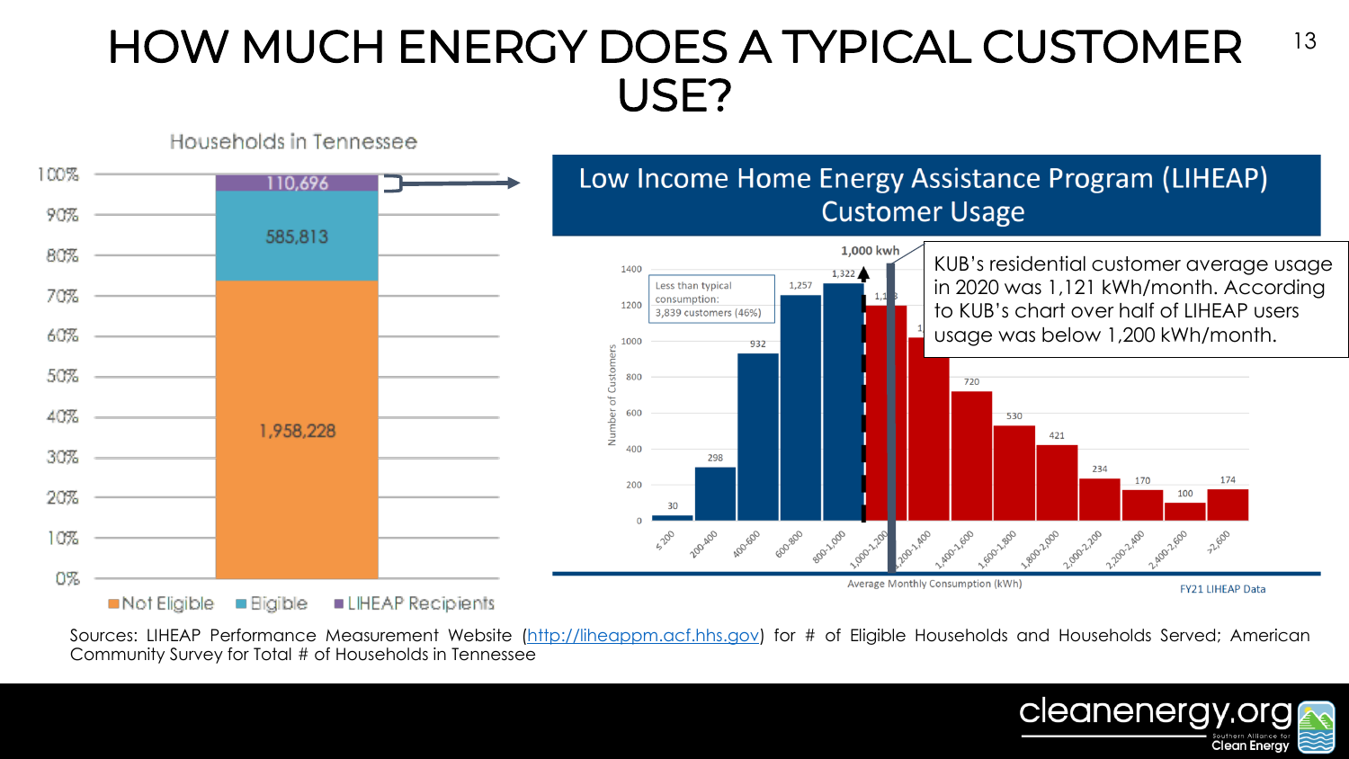# HOW MUCH ENERGY DOES A TYPICAL CUSTOMER USE?

**Households in Tennessee**

| Category | Households |
|---|---|
| LIHEAP Recipients | 110,696 |
| Eligible | 585,813 |
| Not Eligible | 1,958,228 |

**Low Income Home Energy Assistance Program (LIHEAP) Customer Usage**

1,000 kwh

Less than typical consumption: 3,839 customers (46%)

| Average Monthly Consumption (kWh) | Number of Customers |
|---|---|
| ≤ 200 | 30 |
| 200-400 | 298 |
| 400-600 | 932 |
| 600-800 | 1,257 |
| 800-1,000 | 1,322 |
| 1,000-1,200 | 1,1_8 |
| 1,200-1,400 | 1_ |
| 1,400-1,600 | 720 |
| 1,600-1,800 | 530 |
| 1,800-2,000 | 421 |
| 2,000-2,200 | 234 |
| 2,200-2,400 | 170 |
| 2,400-2,600 | 100 |
| >2,600 | 174 |

FY21 LIHEAP Data

KUB's residential customer average usage in 2020 was 1,121 kWh/month. According to KUB's chart over half of LIHEAP users usage was below 1,200 kWh/month.

Sources: LIHEAP Performance Measurement Website (http://liheappm.acf.hhs.gov) for # of Eligible Households and Households Served; American Community Survey for Total # of Households in Tennessee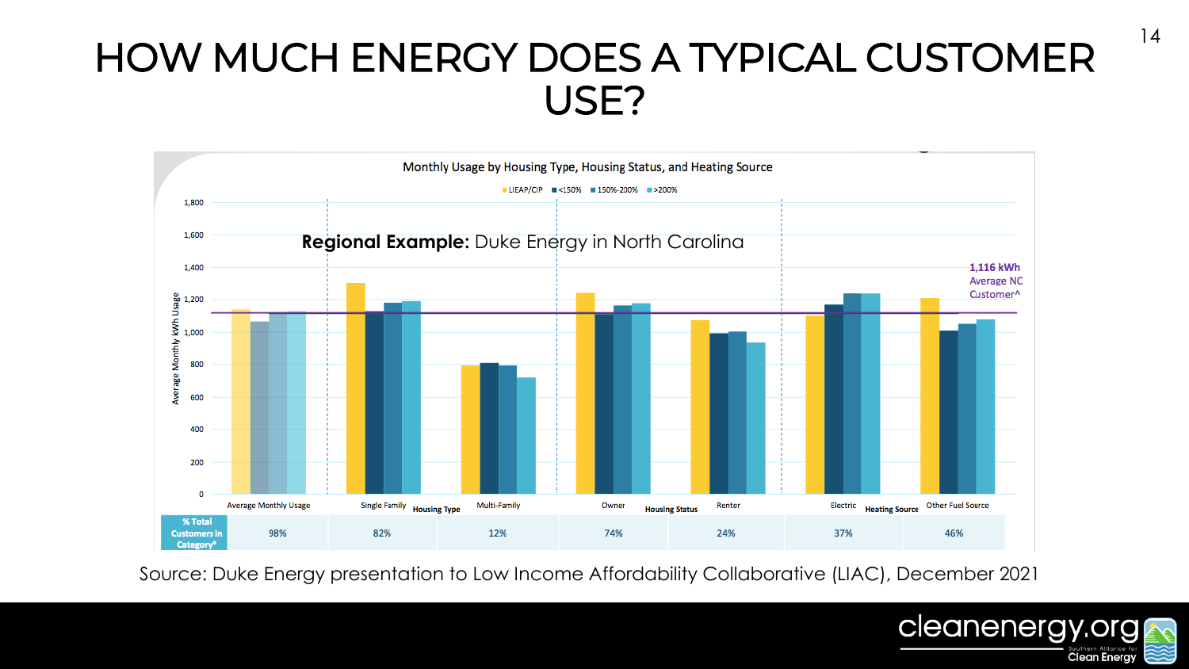# HOW MUCH ENERGY DOES A TYPICAL CUSTOMER USE?

**Monthly Usage by Housing Type, Housing Status, and Heating Source**

LIEAP/CIP | <150% | 150%-200% | >200%

**Regional Example:** Duke Energy in North Carolina

1,116 kWh Average NC Customer^

Average Monthly kWh Usage

| | Average Monthly Usage | Single Family | Multi-Family | Owner | Renter | Electric | Other Fuel Source |
|---|---|---|---|---|---|---|---|
| | | Housing Type | | Housing Status | | Heating Source | |
| % Total Customers in Category* | 98% | 82% | 12% | 74% | 24% | 37% | 46% |

Source: Duke Energy presentation to Low Income Affordability Collaborative (LIAC), December 2021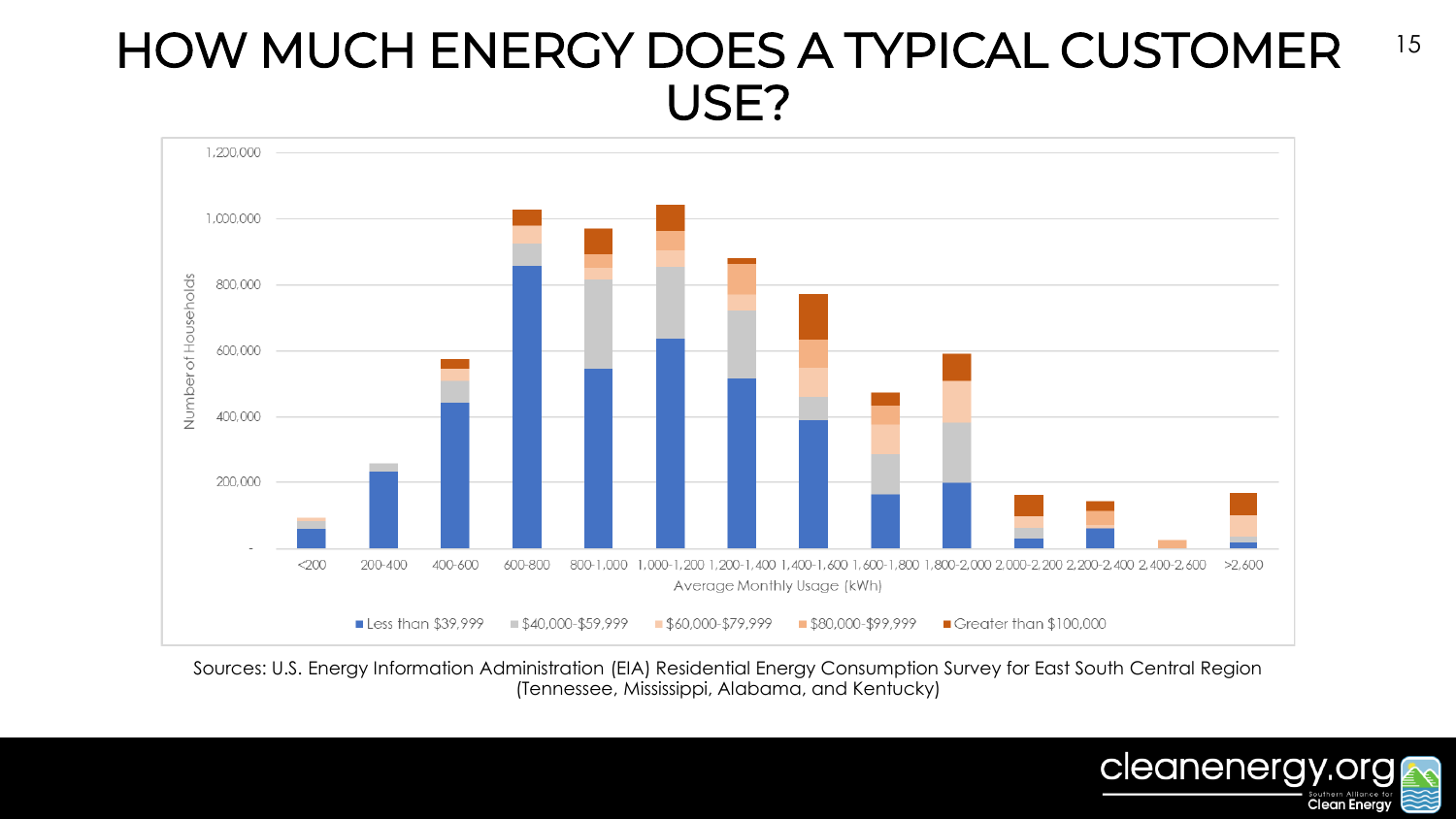# HOW MUCH ENERGY DOES A TYPICAL CUSTOMER USE?

Number of Households

1,200,000
1,000,000
800,000
600,000
400,000
200,000
-

<200 | 200-400 | 400-600 | 600-800 | 800-1,000 | 1,000-1,200 | 1,200-1,400 | 1,400-1,600 | 1,600-1,800 | 1,800-2,000 | 2,000-2,200 | 2,200-2,400 | 2,400-2,600 | >2,600

Average Monthly Usage (kWh)

■ Less than $39,999 ■ $40,000-$59,999 ■ $60,000-$79,999 ■ $80,000-$99,999 ■ Greater than $100,000

Sources: U.S. Energy Information Administration (EIA) Residential Energy Consumption Survey for East South Central Region (Tennessee, Mississippi, Alabama, and Kentucky)

cleanenergy.org
Southern Alliance for Clean Energy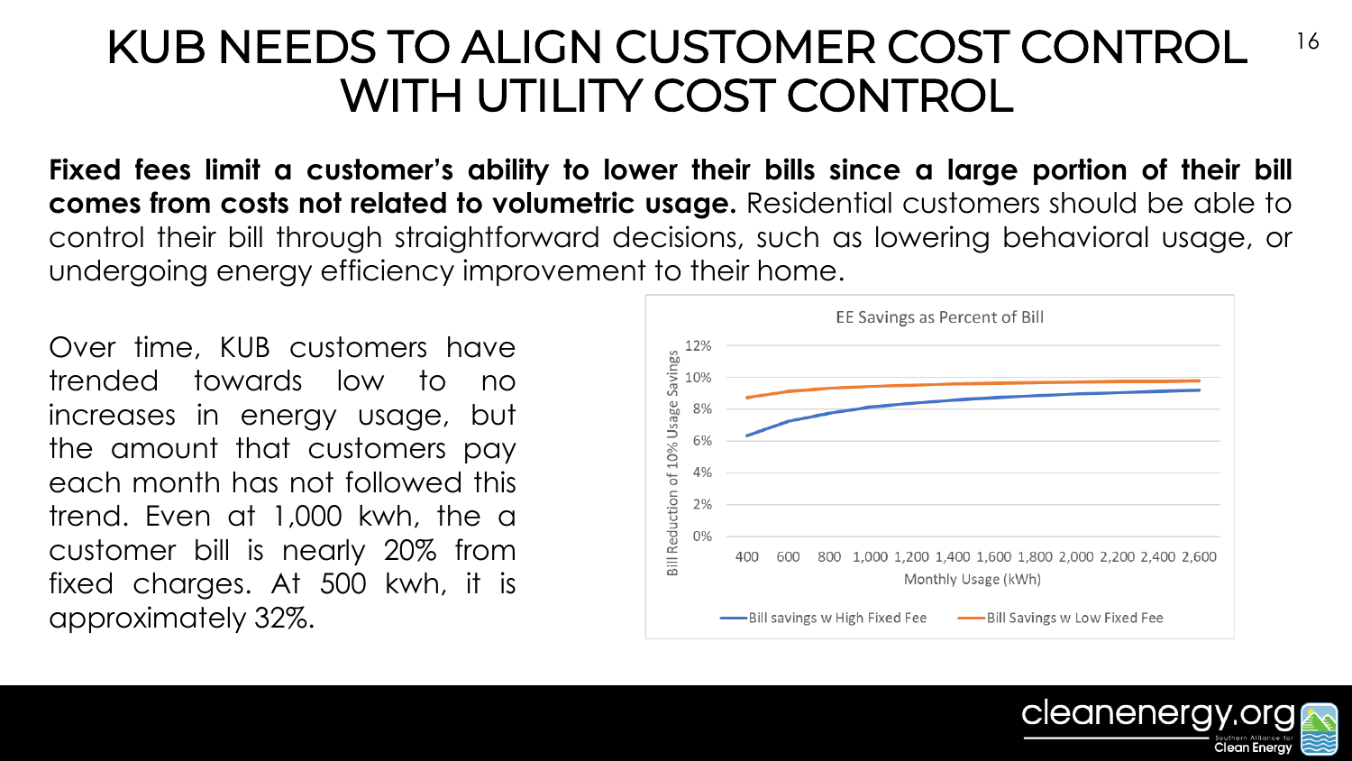# KUB NEEDS TO ALIGN CUSTOMER COST CONTROL WITH UTILITY COST CONTROL

**Fixed fees limit a customer's ability to lower their bills since a large portion of their bill comes from costs not related to volumetric usage.** Residential customers should be able to control their bill through straightforward decisions, such as lowering behavioral usage, or undergoing energy efficiency improvement to their home.

Over time, KUB customers have trended towards low to no increases in energy usage, but the amount that customers pay each month has not followed this trend. Even at 1,000 kwh, the a customer bill is nearly 20% from fixed charges. At 500 kwh, it is approximately 32%.

EE Savings as Percent of Bill

Bill Reduction of 10% Usage Savings

Monthly Usage (kWh)

Bill savings w High Fixed Fee — Bill Savings w Low Fixed Fee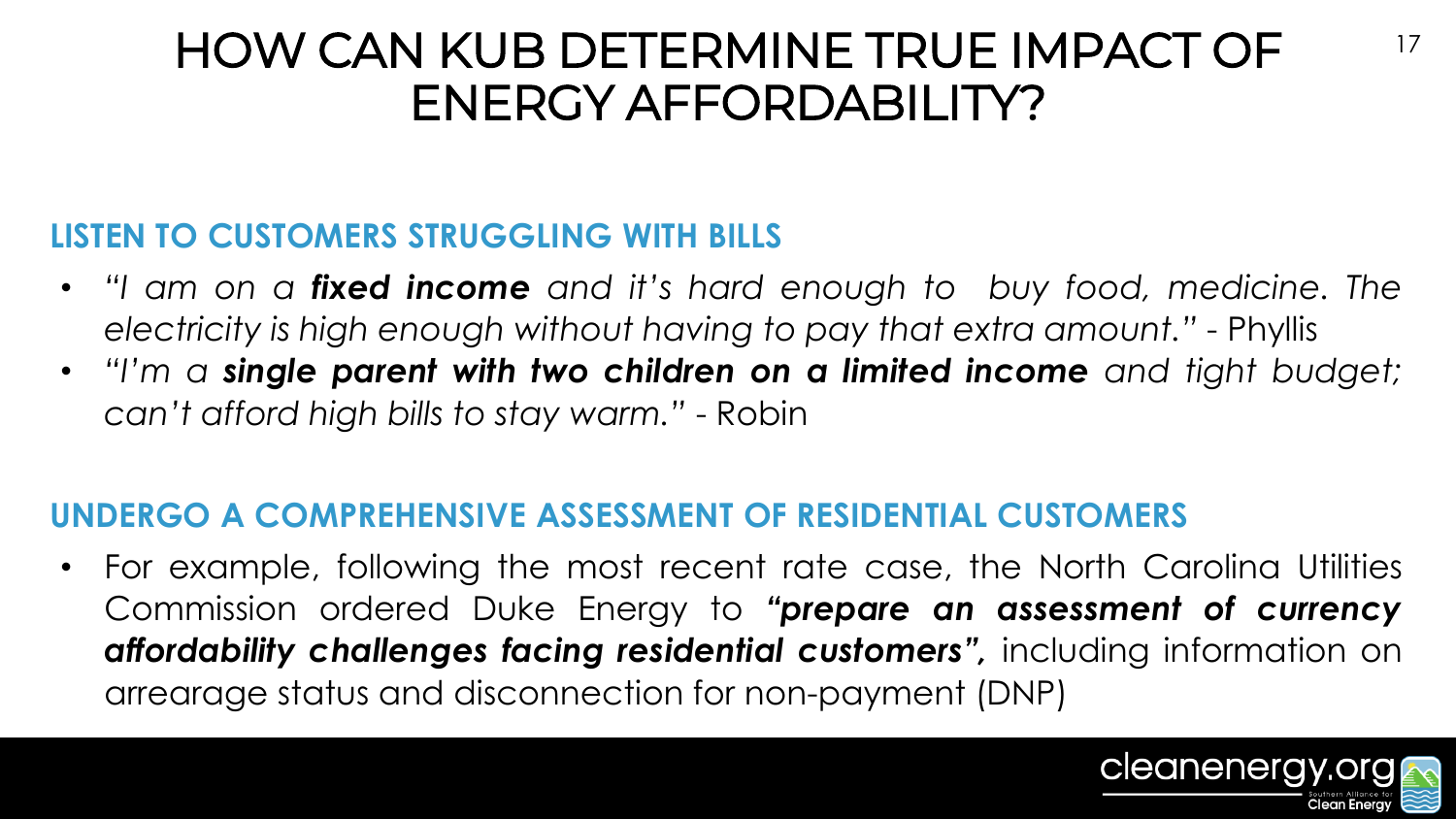# HOW CAN KUB DETERMINE TRUE IMPACT OF ENERGY AFFORDABILITY?

## LISTEN TO CUSTOMERS STRUGGLING WITH BILLS

- *"I am on a **fixed income** and it's hard enough to buy food, medicine. The electricity is high enough without having to pay that extra amount."* - Phyllis
- *"I'm a **single parent with two children on a limited income** and tight budget; can't afford high bills to stay warm."* - Robin

## UNDERGO A COMPREHENSIVE ASSESSMENT OF RESIDENTIAL CUSTOMERS

- For example, following the most recent rate case, the North Carolina Utilities Commission ordered Duke Energy to ***"prepare an assessment of currency affordability challenges facing residential customers",*** including information on arrearage status and disconnection for non-payment (DNP)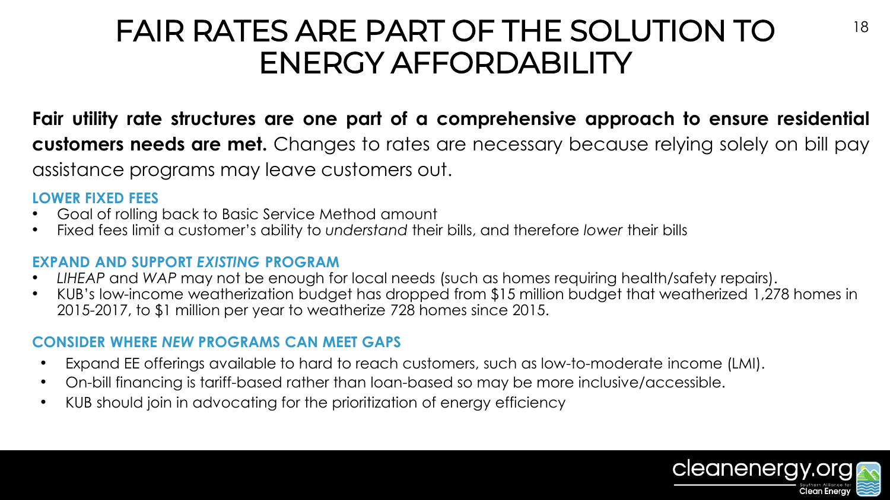# FAIR RATES ARE PART OF THE SOLUTION TO ENERGY AFFORDABILITY

**Fair utility rate structures are one part of a comprehensive approach to ensure residential customers needs are met.** Changes to rates are necessary because relying solely on bill pay assistance programs may leave customers out.

### LOWER FIXED FEES

- Goal of rolling back to Basic Service Method amount
- Fixed fees limit a customer's ability to *understand* their bills, and therefore *lower* their bills

### EXPAND AND SUPPORT *EXISTING* PROGRAM

- *LIHEAP* and *WAP* may not be enough for local needs (such as homes requiring health/safety repairs).
- KUB's low-income weatherization budget has dropped from $15 million budget that weatherized 1,278 homes in 2015-2017, to $1 million per year to weatherize 728 homes since 2015.

### CONSIDER WHERE *NEW* PROGRAMS CAN MEET GAPS

- Expand EE offerings available to hard to reach customers, such as low-to-moderate income (LMI).
- On-bill financing is tariff-based rather than loan-based so may be more inclusive/accessible.
- KUB should join in advocating for the prioritization of energy efficiency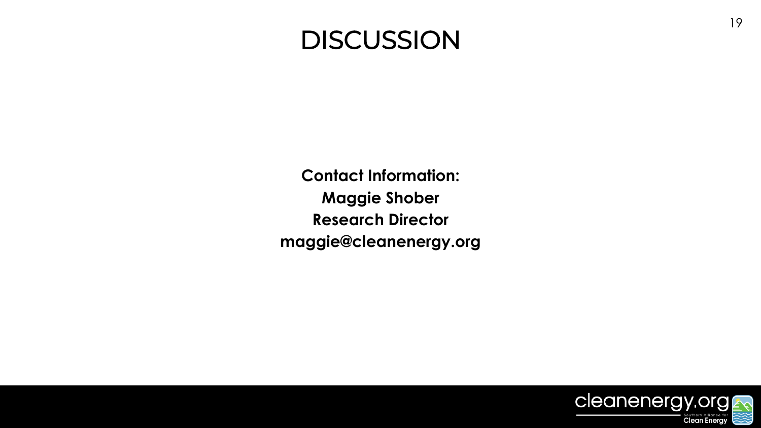# DISCUSSION

**Contact Information:**
**Maggie Shober**
**Research Director**
**maggie@cleanenergy.org**